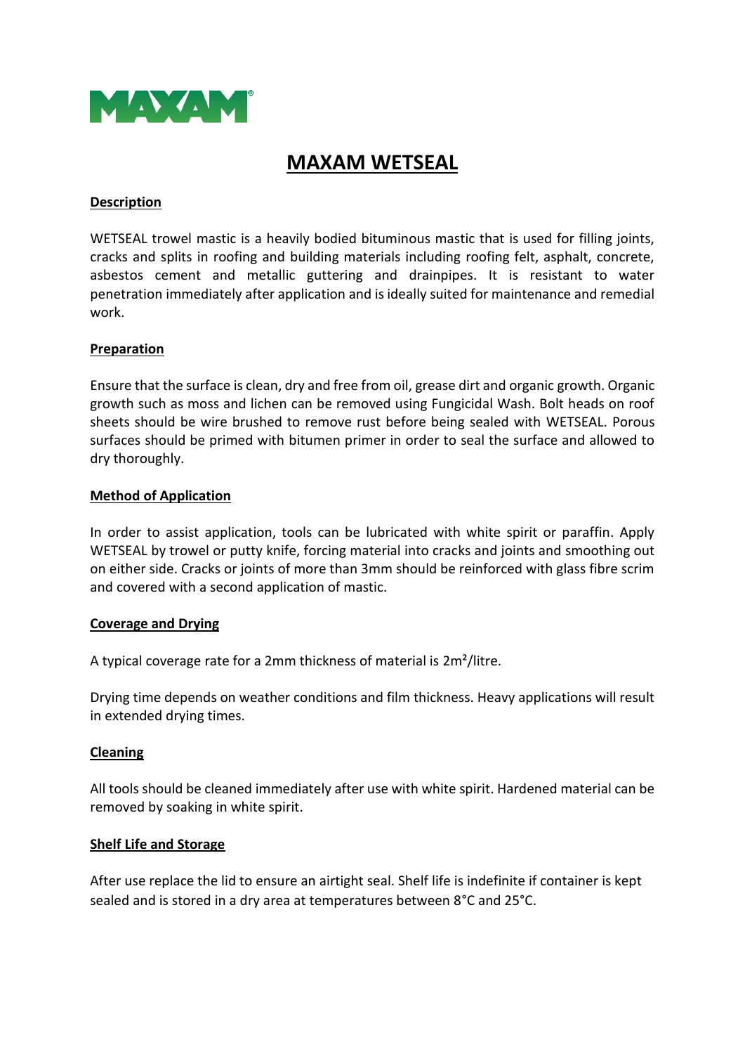MAXAM®

# MAXAM WETSEAL

## Description

WETSEAL trowel mastic is a heavily bodied bituminous mastic that is used for filling joints, cracks and splits in roofing and building materials including roofing felt, asphalt, concrete, asbestos cement and metallic guttering and drainpipes. It is resistant to water penetration immediately after application and is ideally suited for maintenance and remedial work.

## Preparation

Ensure that the surface is clean, dry and free from oil, grease dirt and organic growth. Organic growth such as moss and lichen can be removed using Fungicidal Wash. Bolt heads on roof sheets should be wire brushed to remove rust before being sealed with WETSEAL. Porous surfaces should be primed with bitumen primer in order to seal the surface and allowed to dry thoroughly.

## Method of Application

In order to assist application, tools can be lubricated with white spirit or paraffin. Apply WETSEAL by trowel or putty knife, forcing material into cracks and joints and smoothing out on either side. Cracks or joints of more than 3mm should be reinforced with glass fibre scrim and covered with a second application of mastic.

## Coverage and Drying

A typical coverage rate for a 2mm thickness of material is 2m²/litre.

Drying time depends on weather conditions and film thickness. Heavy applications will result in extended drying times.

## Cleaning

All tools should be cleaned immediately after use with white spirit. Hardened material can be removed by soaking in white spirit.

## Shelf Life and Storage

After use replace the lid to ensure an airtight seal. Shelf life is indefinite if container is kept sealed and is stored in a dry area at temperatures between 8°C and 25°C.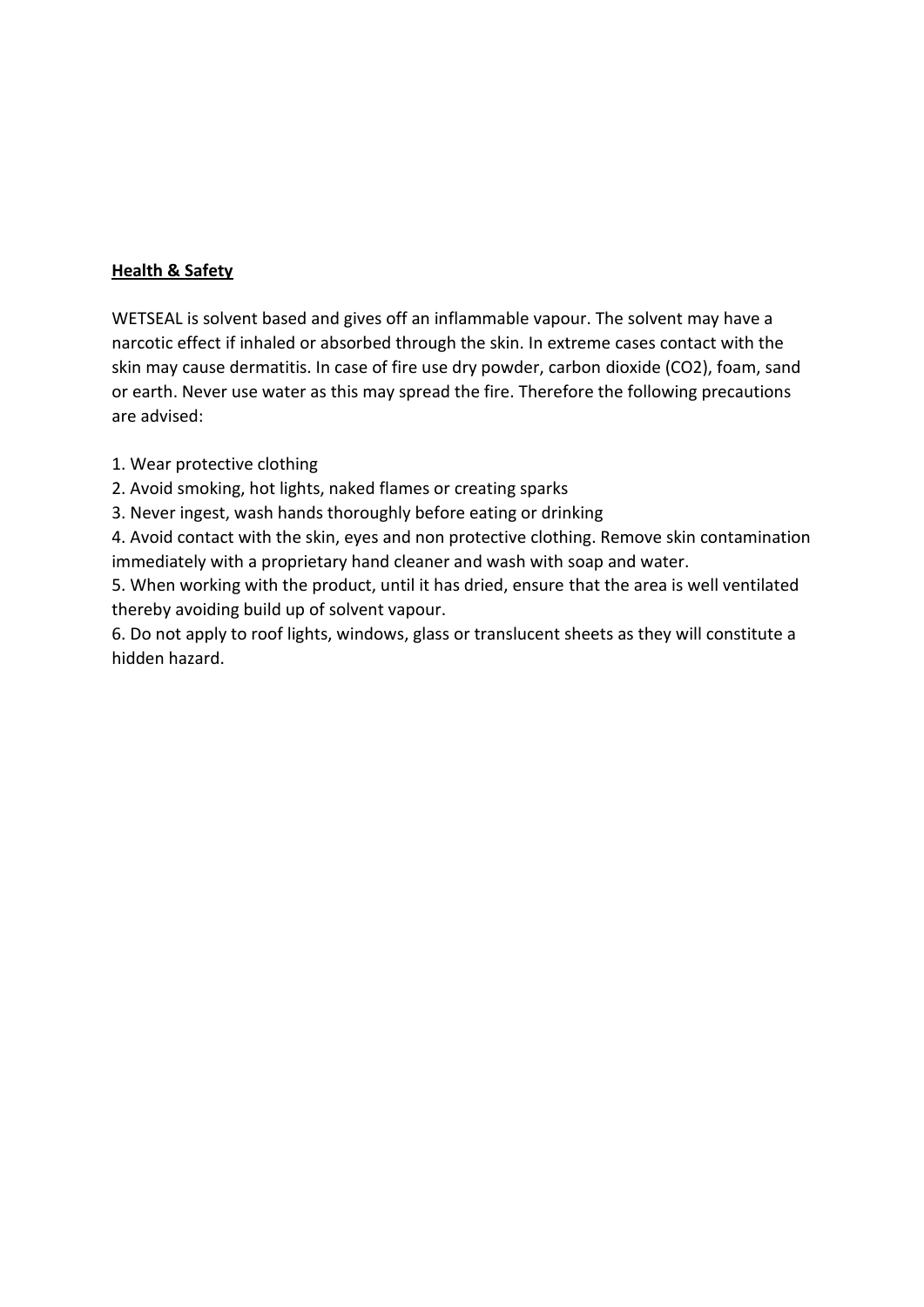**Health & Safety**

WETSEAL is solvent based and gives off an inflammable vapour. The solvent may have a narcotic effect if inhaled or absorbed through the skin. In extreme cases contact with the skin may cause dermatitis. In case of fire use dry powder, carbon dioxide ($CO_2$), foam, sand or earth. Never use water as this may spread the fire. Therefore the following precautions are advised:

1. Wear protective clothing
2. Avoid smoking, hot lights, naked flames or creating sparks
3. Never ingest, wash hands thoroughly before eating or drinking
4. Avoid contact with the skin, eyes and non protective clothing. Remove skin contamination immediately with a proprietary hand cleaner and wash with soap and water.
5. When working with the product, until it has dried, ensure that the area is well ventilated thereby avoiding build up of solvent vapour.
6. Do not apply to roof lights, windows, glass or translucent sheets as they will constitute a hidden hazard.